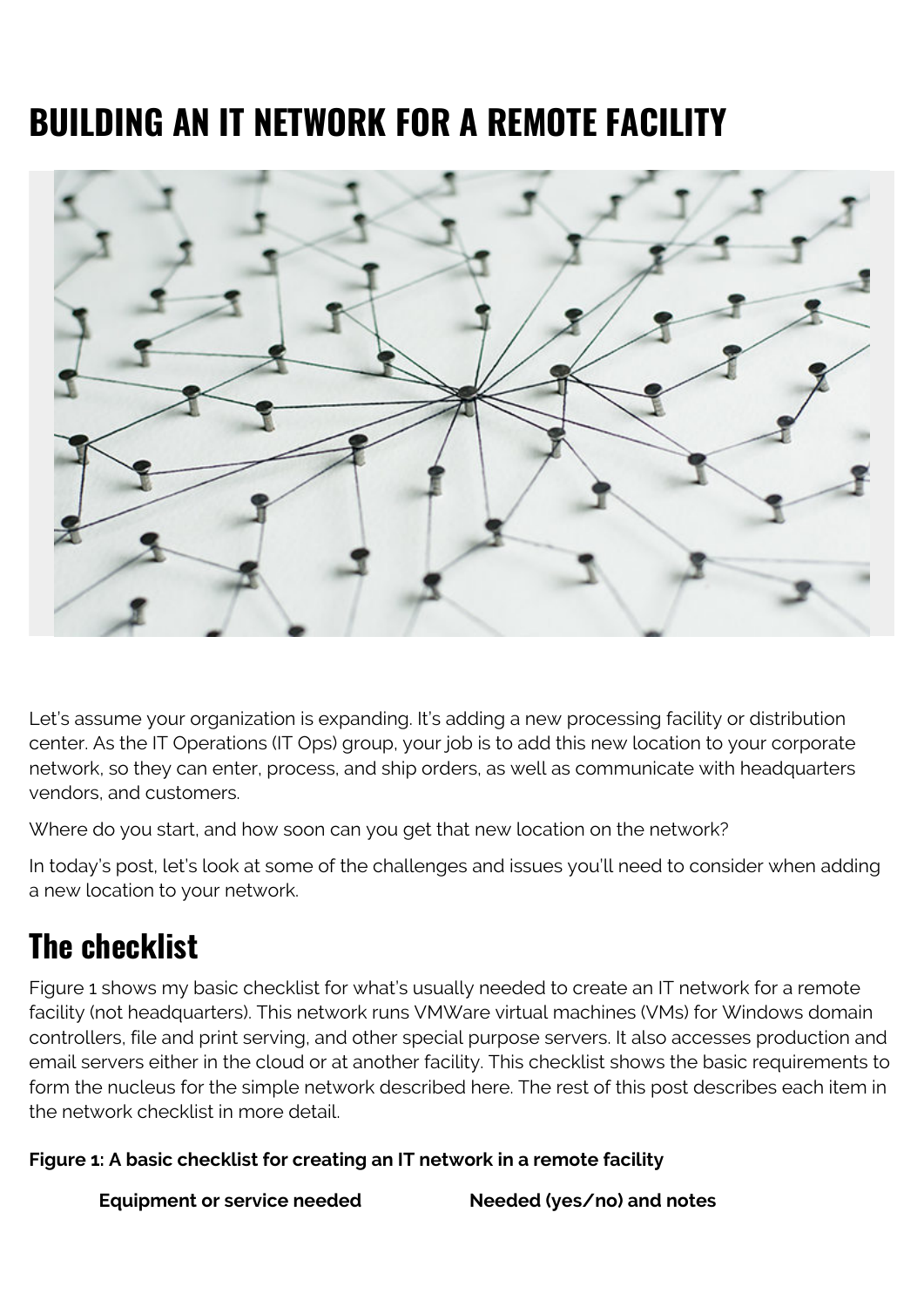# BUILDING AN IT NETWORK FOR A REMOTE FACILITY

Let's assume your organization is expanding. It's adding a new processing facility or distribution center. As the IT Operations (IT Ops) group, your job is to add this new location to your corporate network, so they can enter, process, and ship orders, as well as communicate with headquarters vendors, and customers.

Where do you start, and how soon can you get that new location on the network?

In today's post, let's look at some of the challenges and issues you'll need to consider when adding a new location to your network.

## The checklist

Figure 1 shows my basic checklist for what's usually needed to create an IT network for a remote facility (not headquarters). This network runs VMWare virtual machines (VMs) for Windows domain controllers, file and print serving, and other special purpose servers. It also accesses production and email servers either in the cloud or at another facility. This checklist shows the basic requirements to form the nucleus for the simple network described here. The rest of this post describes each item in the network checklist in more detail.

**Figure 1: A basic checklist for creating an IT network in a remote facility**

| Equipment or service needed | Needed (yes/no) and notes |
| --- | --- |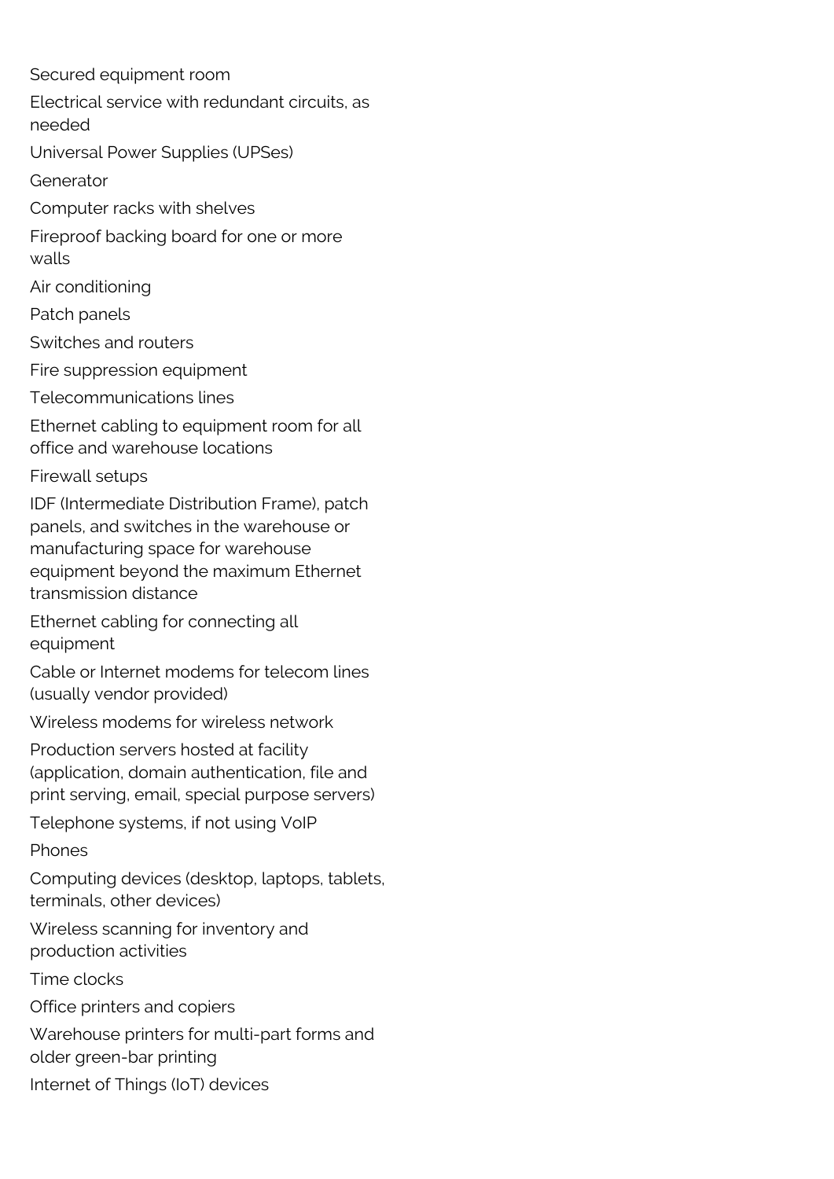Secured equipment room

Electrical service with redundant circuits, as needed

Universal Power Supplies (UPSes)

Generator

Computer racks with shelves

Fireproof backing board for one or more walls

Air conditioning

Patch panels

Switches and routers

Fire suppression equipment

Telecommunications lines

Ethernet cabling to equipment room for all office and warehouse locations

Firewall setups

IDF (Intermediate Distribution Frame), patch panels, and switches in the warehouse or manufacturing space for warehouse equipment beyond the maximum Ethernet transmission distance

Ethernet cabling for connecting all equipment

Cable or Internet modems for telecom lines (usually vendor provided)

Wireless modems for wireless network

Production servers hosted at facility (application, domain authentication, file and print serving, email, special purpose servers)

Telephone systems, if not using VoIP

Phones

Computing devices (desktop, laptops, tablets, terminals, other devices)

Wireless scanning for inventory and production activities

Time clocks

Office printers and copiers

Warehouse printers for multi-part forms and older green-bar printing

Internet of Things (IoT) devices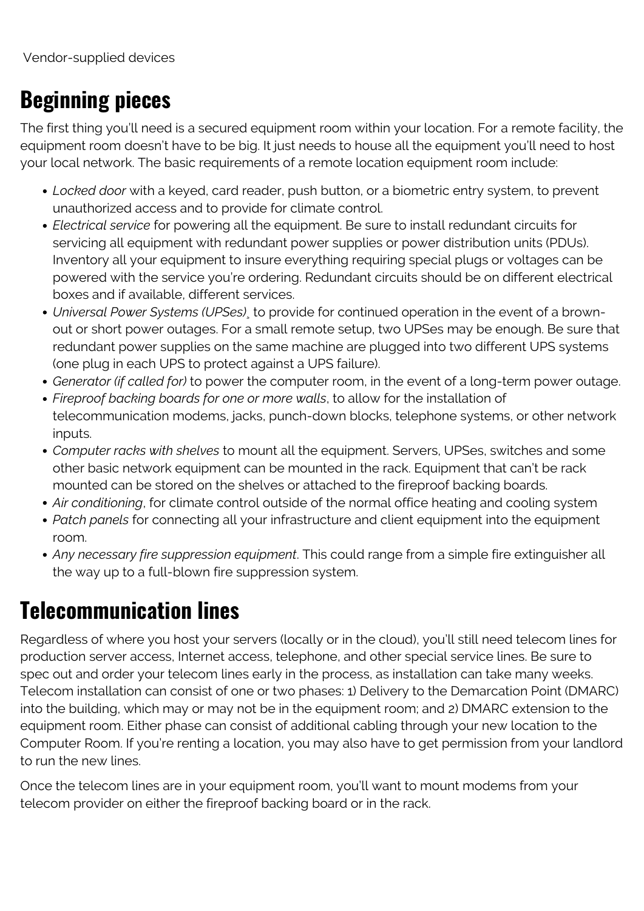Vendor-supplied devices

## Beginning pieces

The first thing you'll need is a secured equipment room within your location. For a remote facility, the equipment room doesn't have to be big. It just needs to house all the equipment you'll need to host your local network. The basic requirements of a remote location equipment room include:

- *Locked door* with a keyed, card reader, push button, or a biometric entry system, to prevent unauthorized access and to provide for climate control.
- *Electrical service* for powering all the equipment. Be sure to install redundant circuits for servicing all equipment with redundant power supplies or power distribution units (PDUs). Inventory all your equipment to insure everything requiring special plugs or voltages can be powered with the service you're ordering. Redundant circuits should be on different electrical boxes and if available, different services.
- *Universal Power Systems (UPSes)*¸ to provide for continued operation in the event of a brown-out or short power outages. For a small remote setup, two UPSes may be enough. Be sure that redundant power supplies on the same machine are plugged into two different UPS systems (one plug in each UPS to protect against a UPS failure).
- *Generator (if called for)* to power the computer room, in the event of a long-term power outage.
- *Fireproof backing boards for one or more walls*, to allow for the installation of telecommunication modems, jacks, punch-down blocks, telephone systems, or other network inputs.
- *Computer racks with shelves* to mount all the equipment. Servers, UPSes, switches and some other basic network equipment can be mounted in the rack. Equipment that can't be rack mounted can be stored on the shelves or attached to the fireproof backing boards.
- *Air conditioning*, for climate control outside of the normal office heating and cooling system
- *Patch panels* for connecting all your infrastructure and client equipment into the equipment room.
- *Any necessary fire suppression equipment*. This could range from a simple fire extinguisher all the way up to a full-blown fire suppression system.

## Telecommunication lines

Regardless of where you host your servers (locally or in the cloud), you'll still need telecom lines for production server access, Internet access, telephone, and other special service lines. Be sure to spec out and order your telecom lines early in the process, as installation can take many weeks. Telecom installation can consist of one or two phases: 1) Delivery to the Demarcation Point (DMARC) into the building, which may or may not be in the equipment room; and 2) DMARC extension to the equipment room. Either phase can consist of additional cabling through your new location to the Computer Room. If you're renting a location, you may also have to get permission from your landlord to run the new lines.

Once the telecom lines are in your equipment room, you'll want to mount modems from your telecom provider on either the fireproof backing board or in the rack.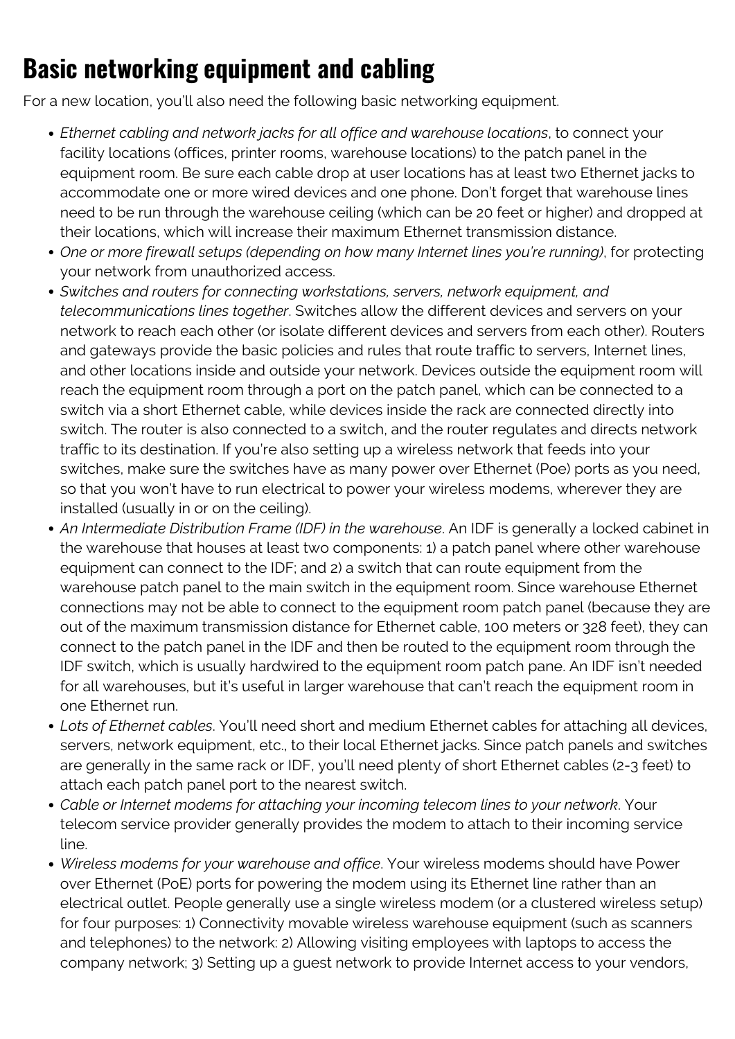# Basic networking equipment and cabling

For a new location, you'll also need the following basic networking equipment.

- *Ethernet cabling and network jacks for all office and warehouse locations*, to connect your facility locations (offices, printer rooms, warehouse locations) to the patch panel in the equipment room. Be sure each cable drop at user locations has at least two Ethernet jacks to accommodate one or more wired devices and one phone. Don't forget that warehouse lines need to be run through the warehouse ceiling (which can be 20 feet or higher) and dropped at their locations, which will increase their maximum Ethernet transmission distance.
- *One or more firewall setups (depending on how many Internet lines you're running)*, for protecting your network from unauthorized access.
- *Switches and routers for connecting workstations, servers, network equipment, and telecommunications lines together*. Switches allow the different devices and servers on your network to reach each other (or isolate different devices and servers from each other). Routers and gateways provide the basic policies and rules that route traffic to servers, Internet lines, and other locations inside and outside your network. Devices outside the equipment room will reach the equipment room through a port on the patch panel, which can be connected to a switch via a short Ethernet cable, while devices inside the rack are connected directly into switch. The router is also connected to a switch, and the router regulates and directs network traffic to its destination. If you're also setting up a wireless network that feeds into your switches, make sure the switches have as many power over Ethernet (Poe) ports as you need, so that you won't have to run electrical to power your wireless modems, wherever they are installed (usually in or on the ceiling).
- *An Intermediate Distribution Frame (IDF) in the warehouse*. An IDF is generally a locked cabinet in the warehouse that houses at least two components: 1) a patch panel where other warehouse equipment can connect to the IDF; and 2) a switch that can route equipment from the warehouse patch panel to the main switch in the equipment room. Since warehouse Ethernet connections may not be able to connect to the equipment room patch panel (because they are out of the maximum transmission distance for Ethernet cable, 100 meters or 328 feet), they can connect to the patch panel in the IDF and then be routed to the equipment room through the IDF switch, which is usually hardwired to the equipment room patch pane. An IDF isn't needed for all warehouses, but it's useful in larger warehouse that can't reach the equipment room in one Ethernet run.
- *Lots of Ethernet cables*. You'll need short and medium Ethernet cables for attaching all devices, servers, network equipment, etc., to their local Ethernet jacks. Since patch panels and switches are generally in the same rack or IDF, you'll need plenty of short Ethernet cables (2-3 feet) to attach each patch panel port to the nearest switch.
- *Cable or Internet modems for attaching your incoming telecom lines to your network*. Your telecom service provider generally provides the modem to attach to their incoming service line.
- *Wireless modems for your warehouse and office*. Your wireless modems should have Power over Ethernet (PoE) ports for powering the modem using its Ethernet line rather than an electrical outlet. People generally use a single wireless modem (or a clustered wireless setup) for four purposes: 1) Connectivity movable wireless warehouse equipment (such as scanners and telephones) to the network: 2) Allowing visiting employees with laptops to access the company network; 3) Setting up a guest network to provide Internet access to your vendors,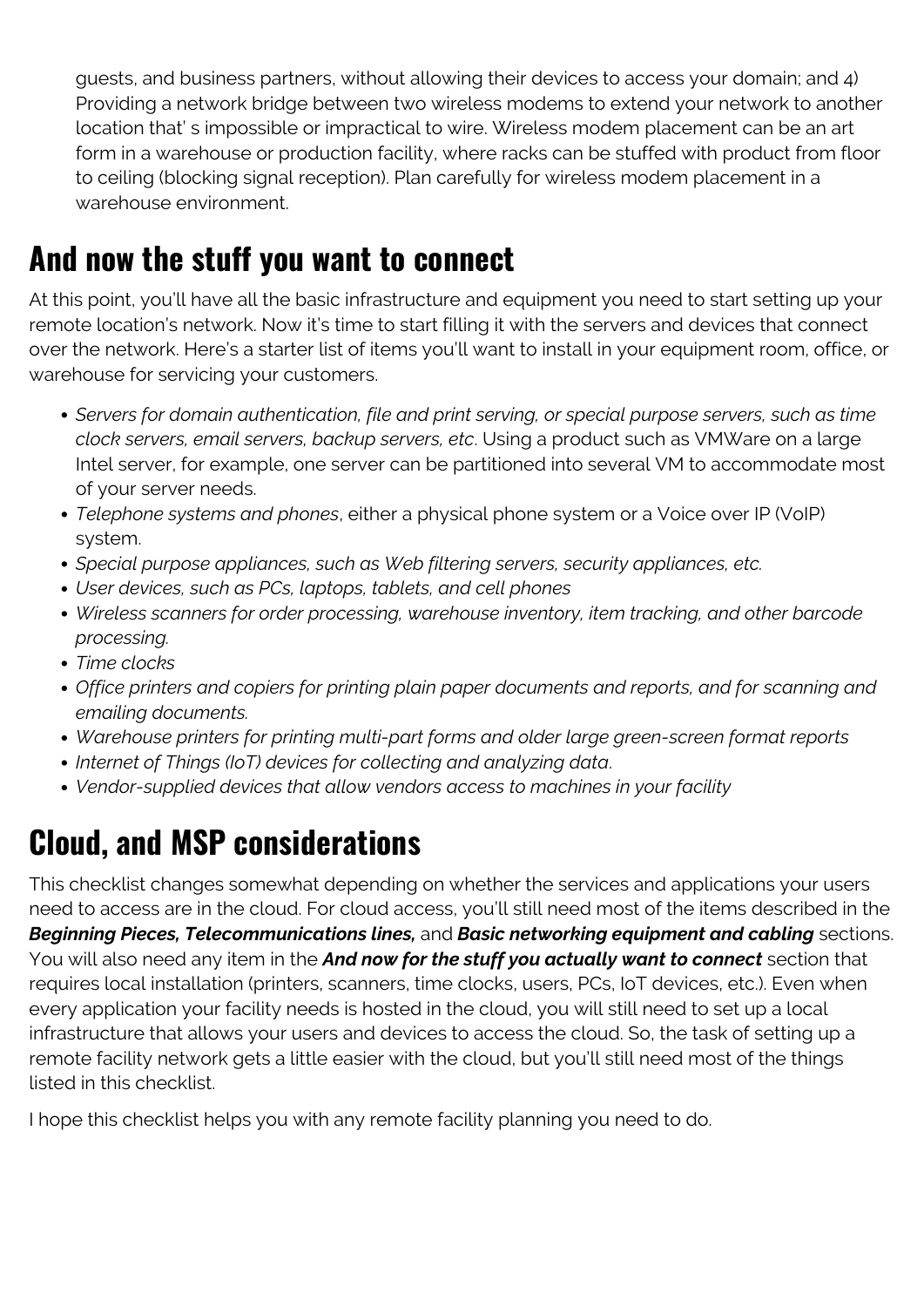guests, and business partners, without allowing their devices to access your domain; and 4) Providing a network bridge between two wireless modems to extend your network to another location that' s impossible or impractical to wire. Wireless modem placement can be an art form in a warehouse or production facility, where racks can be stuffed with product from floor to ceiling (blocking signal reception). Plan carefully for wireless modem placement in a warehouse environment.

## And now the stuff you want to connect

At this point, you'll have all the basic infrastructure and equipment you need to start setting up your remote location's network. Now it's time to start filling it with the servers and devices that connect over the network. Here's a starter list of items you'll want to install in your equipment room, office, or warehouse for servicing your customers.

- *Servers for domain authentication, file and print serving, or special purpose servers, such as time clock servers, email servers, backup servers, etc*. Using a product such as VMWare on a large Intel server, for example, one server can be partitioned into several VM to accommodate most of your server needs.
- *Telephone systems and phones*, either a physical phone system or a Voice over IP (VoIP) system.
- *Special purpose appliances, such as Web filtering servers, security appliances, etc.*
- *User devices, such as PCs, laptops, tablets, and cell phones*
- *Wireless scanners for order processing, warehouse inventory, item tracking, and other barcode processing.*
- *Time clocks*
- *Office printers and copiers for printing plain paper documents and reports, and for scanning and emailing documents.*
- *Warehouse printers for printing multi-part forms and older large green-screen format reports*
- *Internet of Things (IoT) devices for collecting and analyzing data*.
- *Vendor-supplied devices that allow vendors access to machines in your facility*

## Cloud, and MSP considerations

This checklist changes somewhat depending on whether the services and applications your users need to access are in the cloud. For cloud access, you'll still need most of the items described in the ***Beginning Pieces, Telecommunications lines,*** and ***Basic networking equipment and cabling*** sections. You will also need any item in the ***And now for the stuff you actually want to connect*** section that requires local installation (printers, scanners, time clocks, users, PCs, IoT devices, etc.). Even when every application your facility needs is hosted in the cloud, you will still need to set up a local infrastructure that allows your users and devices to access the cloud. So, the task of setting up a remote facility network gets a little easier with the cloud, but you'll still need most of the things listed in this checklist.

I hope this checklist helps you with any remote facility planning you need to do.